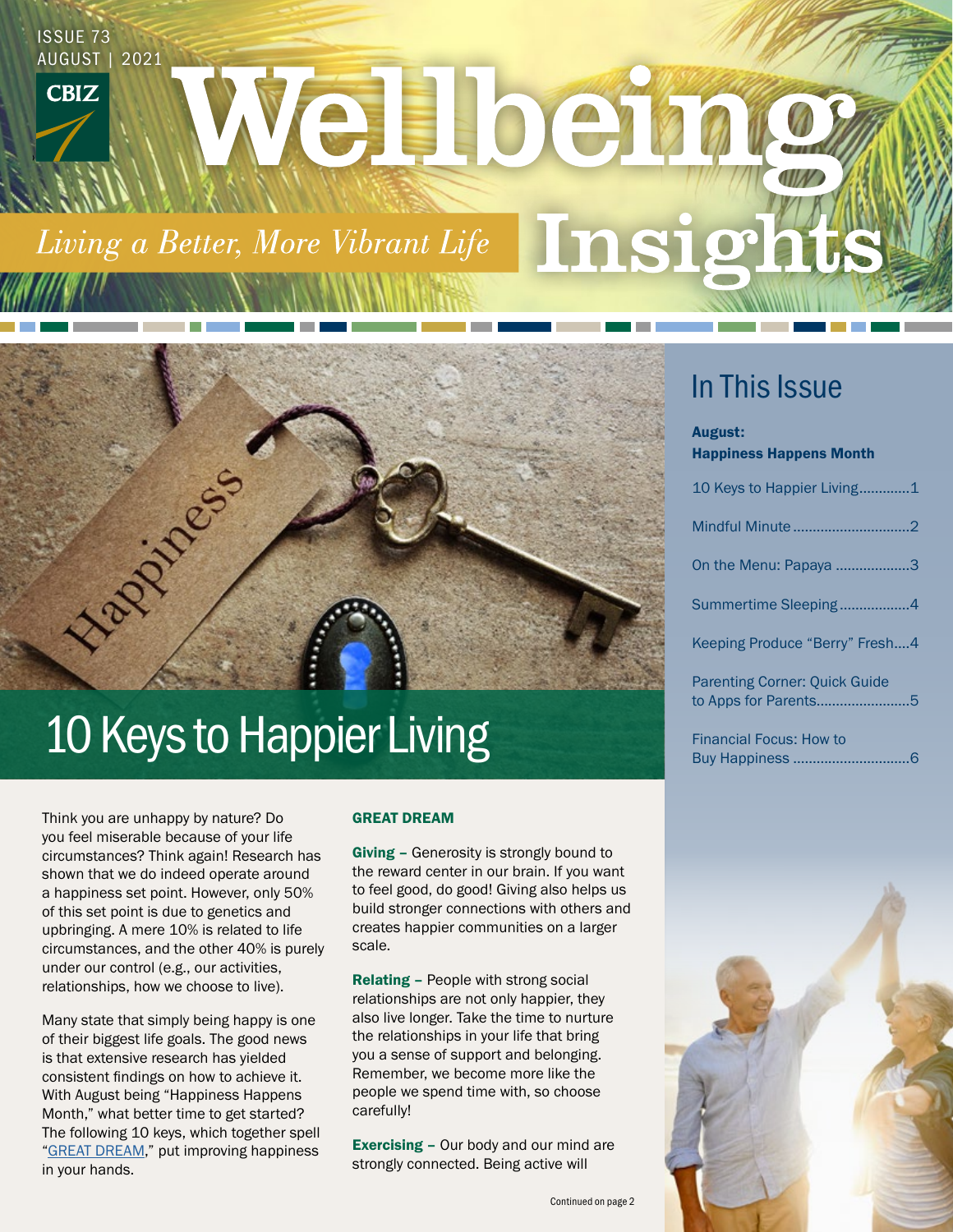ISSUE 73
AUGUST | 2021

# Wellbeing Insights

*Living a Better, More Vibrant Life*

## In This Issue

**August: Happiness Happens Month**

- 10 Keys to Happier Living.............1
- Mindful Minute..............................2
- On the Menu: Papaya ...................3
- Summertime Sleeping..................4
- Keeping Produce "Berry" Fresh....4
- Parenting Corner: Quick Guide to Apps for Parents........................5
- Financial Focus: How to Buy Happiness ..............................6

# 10 Keys to Happier Living

Think you are unhappy by nature? Do you feel miserable because of your life circumstances? Think again! Research has shown that we do indeed operate around a happiness set point. However, only 50% of this set point is due to genetics and upbringing. A mere 10% is related to life circumstances, and the other 40% is purely under our control (e.g., our activities, relationships, how we choose to live).

Many state that simply being happy is one of their biggest life goals. The good news is that extensive research has yielded consistent findings on how to achieve it. With August being "Happiness Happens Month," what better time to get started? The following 10 keys, which together spell "GREAT DREAM," put improving happiness in your hands.

### GREAT DREAM

**Giving –** Generosity is strongly bound to the reward center in our brain. If you want to feel good, do good! Giving also helps us build stronger connections with others and creates happier communities on a larger scale.

**Relating –** People with strong social relationships are not only happier, they also live longer. Take the time to nurture the relationships in your life that bring you a sense of support and belonging. Remember, we become more like the people we spend time with, so choose carefully!

**Exercising –** Our body and our mind are strongly connected. Being active will

Continued on page 2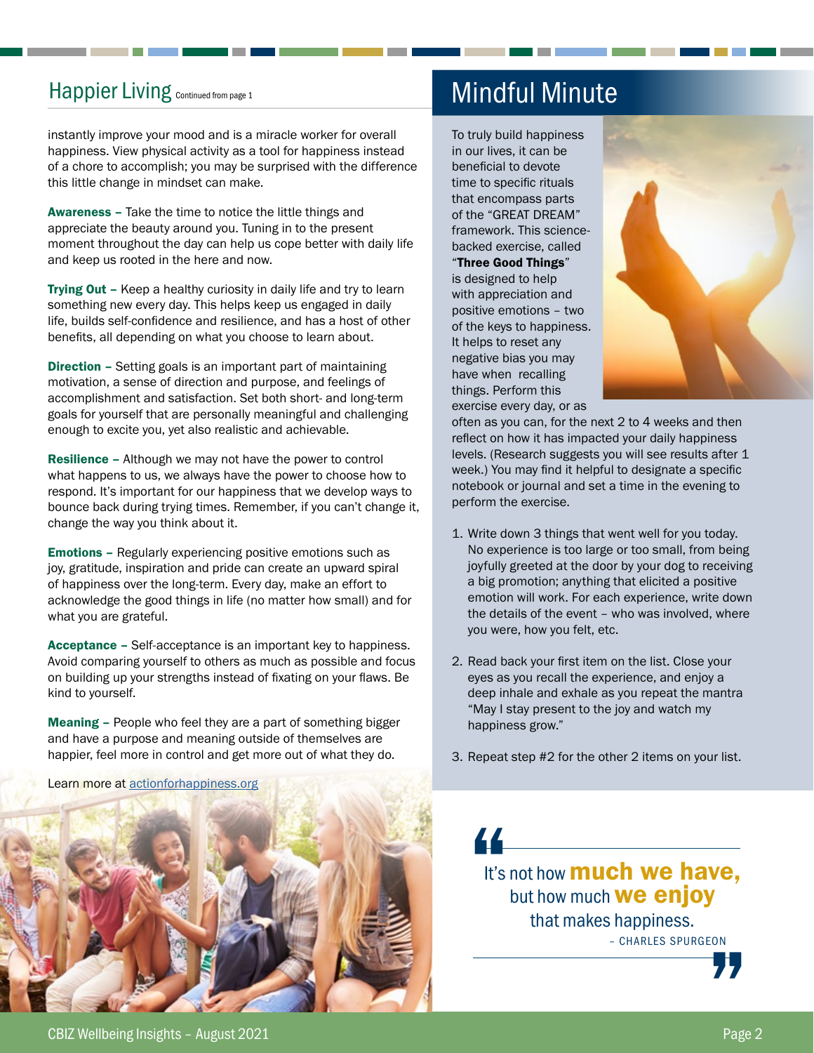## Happier Living *Continued from page 1*

instantly improve your mood and is a miracle worker for overall happiness. View physical activity as a tool for happiness instead of a chore to accomplish; you may be surprised with the difference this little change in mindset can make.

**Awareness –** Take the time to notice the little things and appreciate the beauty around you. Tuning in to the present moment throughout the day can help us cope better with daily life and keep us rooted in the here and now.

**Trying Out –** Keep a healthy curiosity in daily life and try to learn something new every day. This helps keep us engaged in daily life, builds self-confidence and resilience, and has a host of other benefits, all depending on what you choose to learn about.

**Direction –** Setting goals is an important part of maintaining motivation, a sense of direction and purpose, and feelings of accomplishment and satisfaction. Set both short- and long-term goals for yourself that are personally meaningful and challenging enough to excite you, yet also realistic and achievable.

**Resilience –** Although we may not have the power to control what happens to us, we always have the power to choose how to respond. It's important for our happiness that we develop ways to bounce back during trying times. Remember, if you can't change it, change the way you think about it.

**Emotions –** Regularly experiencing positive emotions such as joy, gratitude, inspiration and pride can create an upward spiral of happiness over the long-term. Every day, make an effort to acknowledge the good things in life (no matter how small) and for what you are grateful.

**Acceptance –** Self-acceptance is an important key to happiness. Avoid comparing yourself to others as much as possible and focus on building up your strengths instead of fixating on your flaws. Be kind to yourself.

**Meaning –** People who feel they are a part of something bigger and have a purpose and meaning outside of themselves are happier, feel more in control and get more out of what they do.

Learn more at [actionforhappiness.org](actionforhappiness.org)

## Mindful Minute

To truly build happiness in our lives, it can be beneficial to devote time to specific rituals that encompass parts of the "GREAT DREAM" framework. This science-backed exercise, called "**Three Good Things**" is designed to help with appreciation and positive emotions – two of the keys to happiness. It helps to reset any negative bias you may have when recalling things. Perform this exercise every day, or as often as you can, for the next 2 to 4 weeks and then reflect on how it has impacted your daily happiness levels. (Research suggests you will see results after 1 week.) You may find it helpful to designate a specific notebook or journal and set a time in the evening to perform the exercise.

1. Write down 3 things that went well for you today. No experience is too large or too small, from being joyfully greeted at the door by your dog to receiving a big promotion; anything that elicited a positive emotion will work. For each experience, write down the details of the event – who was involved, where you were, how you felt, etc.
2. Read back your first item on the list. Close your eyes as you recall the experience, and enjoy a deep inhale and exhale as you repeat the mantra "May I stay present to the joy and watch my happiness grow."
3. Repeat step #2 for the other 2 items on your list.

> It's not how **much we have,** but how much **we enjoy** that makes happiness.
>
> – CHARLES SPURGEON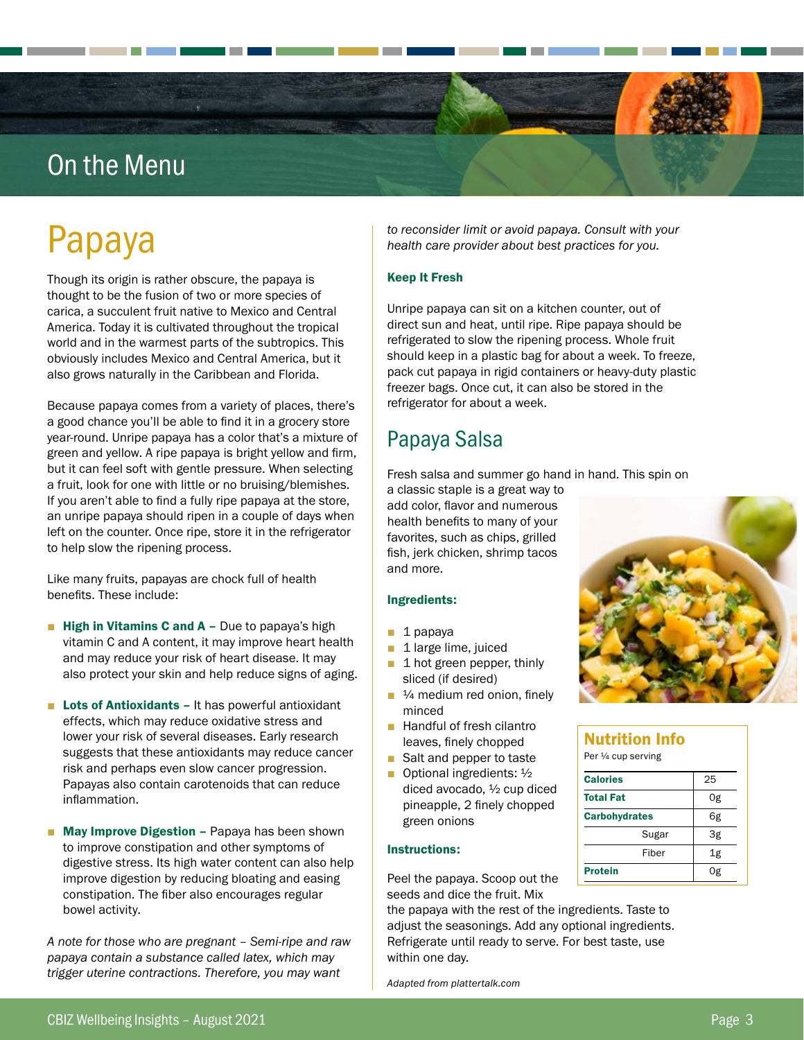## On the Menu

# Papaya

Though its origin is rather obscure, the papaya is thought to be the fusion of two or more species of carica, a succulent fruit native to Mexico and Central America. Today it is cultivated throughout the tropical world and in the warmest parts of the subtropics. This obviously includes Mexico and Central America, but it also grows naturally in the Caribbean and Florida.

Because papaya comes from a variety of places, there's a good chance you'll be able to find it in a grocery store year-round. Unripe papaya has a color that's a mixture of green and yellow. A ripe papaya is bright yellow and firm, but it can feel soft with gentle pressure. When selecting a fruit, look for one with little or no bruising/blemishes. If you aren't able to find a fully ripe papaya at the store, an unripe papaya should ripen in a couple of days when left on the counter. Once ripe, store it in the refrigerator to help slow the ripening process.

Like many fruits, papayas are chock full of health benefits. These include:

- **High in Vitamins C and A –** Due to papaya's high vitamin C and A content, it may improve heart health and may reduce your risk of heart disease. It may also protect your skin and help reduce signs of aging.
- **Lots of Antioxidants –** It has powerful antioxidant effects, which may reduce oxidative stress and lower your risk of several diseases. Early research suggests that these antioxidants may reduce cancer risk and perhaps even slow cancer progression. Papayas also contain carotenoids that can reduce inflammation.
- **May Improve Digestion –** Papaya has been shown to improve constipation and other symptoms of digestive stress. Its high water content can also help improve digestion by reducing bloating and easing constipation. The fiber also encourages regular bowel activity.

*A note for those who are pregnant – Semi-ripe and raw papaya contain a substance called latex, which may trigger uterine contractions. Therefore, you may want to reconsider limit or avoid papaya. Consult with your health care provider about best practices for you.*

### Keep It Fresh

Unripe papaya can sit on a kitchen counter, out of direct sun and heat, until ripe. Ripe papaya should be refrigerated to slow the ripening process. Whole fruit should keep in a plastic bag for about a week. To freeze, pack cut papaya in rigid containers or heavy-duty plastic freezer bags. Once cut, it can also be stored in the refrigerator for about a week.

## Papaya Salsa

Fresh salsa and summer go hand in hand. This spin on a classic staple is a great way to add color, flavor and numerous health benefits to many of your favorites, such as chips, grilled fish, jerk chicken, shrimp tacos and more.

### Ingredients:

- 1 papaya
- 1 large lime, juiced
- 1 hot green pepper, thinly sliced (if desired)
- ¼ medium red onion, finely minced
- Handful of fresh cilantro leaves, finely chopped
- Salt and pepper to taste
- Optional ingredients: ½ diced avocado, ½ cup diced pineapple, 2 finely chopped green onions

### Instructions:

Peel the papaya. Scoop out the seeds and dice the fruit. Mix the papaya with the rest of the ingredients. Taste to adjust the seasonings. Add any optional ingredients. Refrigerate until ready to serve. For best taste, use within one day.

*Adapted from plattertalk.com*

### Nutrition Info

Per ¼ cup serving

| | |
|---|---|
| **Calories** | 25 |
| **Total Fat** | 0g |
| **Carbohydrates** | 6g |
| Sugar | 3g |
| Fiber | 1g |
| **Protein** | 0g |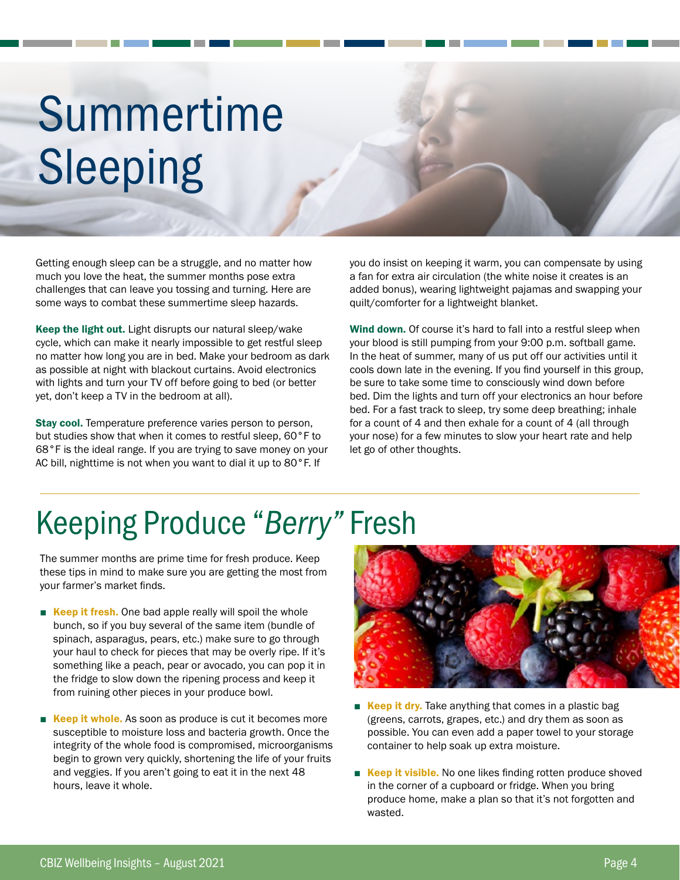# Summertime Sleeping

Getting enough sleep can be a struggle, and no matter how much you love the heat, the summer months pose extra challenges that can leave you tossing and turning. Here are some ways to combat these summertime sleep hazards.

**Keep the light out.** Light disrupts our natural sleep/wake cycle, which can make it nearly impossible to get restful sleep no matter how long you are in bed. Make your bedroom as dark as possible at night with blackout curtains. Avoid electronics with lights and turn your TV off before going to bed (or better yet, don't keep a TV in the bedroom at all).

**Stay cool.** Temperature preference varies person to person, but studies show that when it comes to restful sleep, 60°F to 68°F is the ideal range. If you are trying to save money on your AC bill, nighttime is not when you want to dial it up to 80°F. If you do insist on keeping it warm, you can compensate by using a fan for extra air circulation (the white noise it creates is an added bonus), wearing lightweight pajamas and swapping your quilt/comforter for a lightweight blanket.

**Wind down.** Of course it's hard to fall into a restful sleep when your blood is still pumping from your 9:00 p.m. softball game. In the heat of summer, many of us put off our activities until it cools down late in the evening. If you find yourself in this group, be sure to take some time to consciously wind down before bed. Dim the lights and turn off your electronics an hour before bed. For a fast track to sleep, try some deep breathing; inhale for a count of 4 and then exhale for a count of 4 (all through your nose) for a few minutes to slow your heart rate and help let go of other thoughts.

# Keeping Produce "*Berry*" Fresh

The summer months are prime time for fresh produce. Keep these tips in mind to make sure you are getting the most from your farmer's market finds.

- **Keep it fresh.** One bad apple really will spoil the whole bunch, so if you buy several of the same item (bundle of spinach, asparagus, pears, etc.) make sure to go through your haul to check for pieces that may be overly ripe. If it's something like a peach, pear or avocado, you can pop it in the fridge to slow down the ripening process and keep it from ruining other pieces in your produce bowl.
- **Keep it whole.** As soon as produce is cut it becomes more susceptible to moisture loss and bacteria growth. Once the integrity of the whole food is compromised, microorganisms begin to grown very quickly, shortening the life of your fruits and veggies. If you aren't going to eat it in the next 48 hours, leave it whole.
- **Keep it dry.** Take anything that comes in a plastic bag (greens, carrots, grapes, etc.) and dry them as soon as possible. You can even add a paper towel to your storage container to help soak up extra moisture.
- **Keep it visible.** No one likes finding rotten produce shoved in the corner of a cupboard or fridge. When you bring produce home, make a plan so that it's not forgotten and wasted.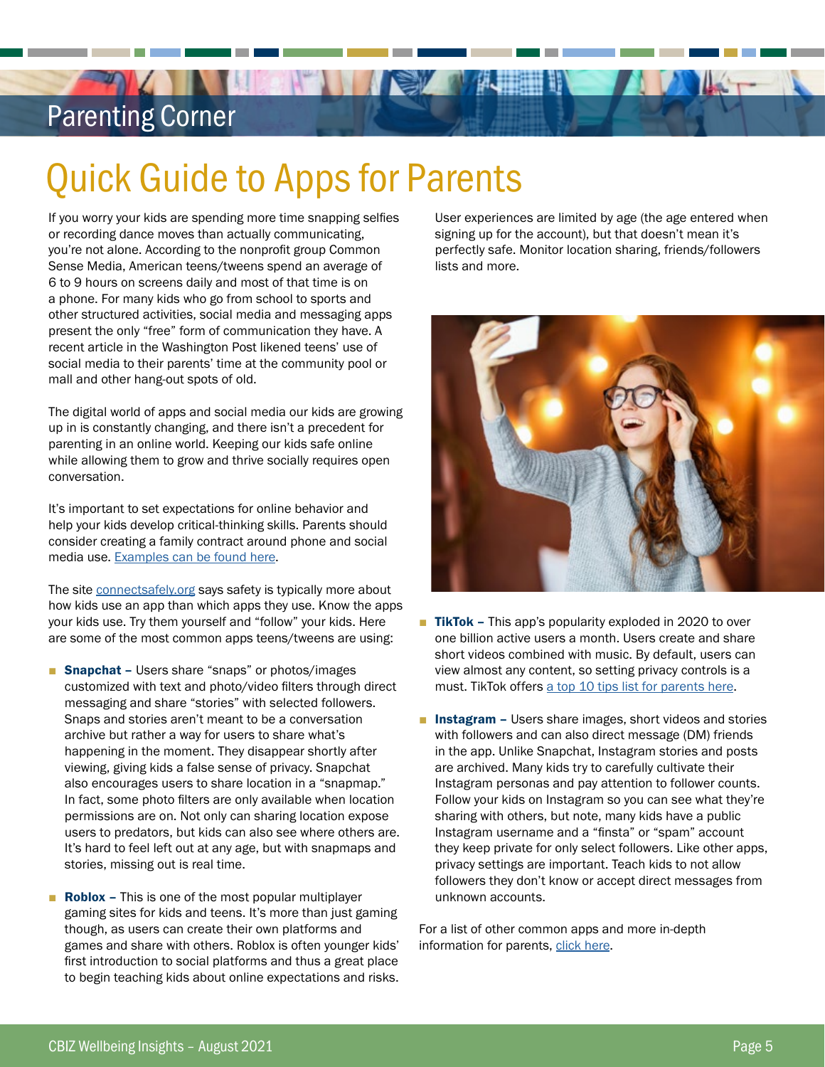Parenting Corner

# Quick Guide to Apps for Parents

If you worry your kids are spending more time snapping selfies or recording dance moves than actually communicating, you're not alone. According to the nonprofit group Common Sense Media, American teens/tweens spend an average of 6 to 9 hours on screens daily and most of that time is on a phone. For many kids who go from school to sports and other structured activities, social media and messaging apps present the only "free" form of communication they have. A recent article in the Washington Post likened teens' use of social media to their parents' time at the community pool or mall and other hang-out spots of old.

The digital world of apps and social media our kids are growing up in is constantly changing, and there isn't a precedent for parenting in an online world. Keeping our kids safe online while allowing them to grow and thrive socially requires open conversation.

It's important to set expectations for online behavior and help your kids develop critical-thinking skills. Parents should consider creating a family contract around phone and social media use. Examples can be found here.

The site connectsafely.org says safety is typically more about how kids use an app than which apps they use. Know the apps your kids use. Try them yourself and "follow" your kids. Here are some of the most common apps teens/tweens are using:

- **Snapchat –** Users share "snaps" or photos/images customized with text and photo/video filters through direct messaging and share "stories" with selected followers. Snaps and stories aren't meant to be a conversation archive but rather a way for users to share what's happening in the moment. They disappear shortly after viewing, giving kids a false sense of privacy. Snapchat also encourages users to share location in a "snapmap." In fact, some photo filters are only available when location permissions are on. Not only can sharing location expose users to predators, but kids can also see where others are. It's hard to feel left out at any age, but with snapmaps and stories, missing out is real time.

- **Roblox –** This is one of the most popular multiplayer gaming sites for kids and teens. It's more than just gaming though, as users can create their own platforms and games and share with others. Roblox is often younger kids' first introduction to social platforms and thus a great place to begin teaching kids about online expectations and risks. User experiences are limited by age (the age entered when signing up for the account), but that doesn't mean it's perfectly safe. Monitor location sharing, friends/followers lists and more.

- **TikTok –** This app's popularity exploded in 2020 to over one billion active users a month. Users create and share short videos combined with music. By default, users can view almost any content, so setting privacy controls is a must. TikTok offers a top 10 tips list for parents here.

- **Instagram –** Users share images, short videos and stories with followers and can also direct message (DM) friends in the app. Unlike Snapchat, Instagram stories and posts are archived. Many kids try to carefully cultivate their Instagram personas and pay attention to follower counts. Follow your kids on Instagram so you can see what they're sharing with others, but note, many kids have a public Instagram username and a "finsta" or "spam" account they keep private for only select followers. Like other apps, privacy settings are important. Teach kids to not allow followers they don't know or accept direct messages from unknown accounts.

For a list of other common apps and more in-depth information for parents, click here.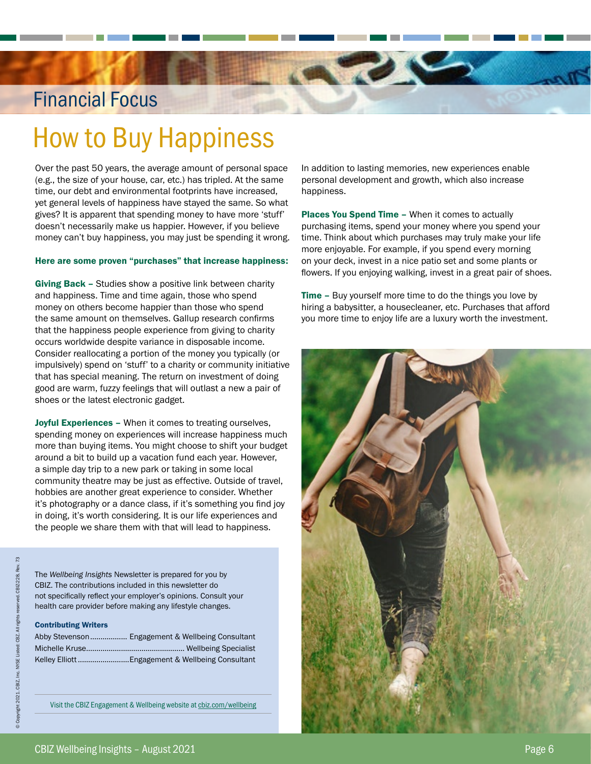## Financial Focus

# How to Buy Happiness

Over the past 50 years, the average amount of personal space (e.g., the size of your house, car, etc.) has tripled. At the same time, our debt and environmental footprints have increased, yet general levels of happiness have stayed the same. So what gives? It is apparent that spending money to have more 'stuff' doesn't necessarily make us happier. However, if you believe money can't buy happiness, you may just be spending it wrong.

**Here are some proven "purchases" that increase happiness:**

**Giving Back –** Studies show a positive link between charity and happiness. Time and time again, those who spend money on others become happier than those who spend the same amount on themselves. Gallup research confirms that the happiness people experience from giving to charity occurs worldwide despite variance in disposable income. Consider reallocating a portion of the money you typically (or impulsively) spend on 'stuff' to a charity or community initiative that has special meaning. The return on investment of doing good are warm, fuzzy feelings that will outlast a new a pair of shoes or the latest electronic gadget.

**Joyful Experiences –** When it comes to treating ourselves, spending money on experiences will increase happiness much more than buying items. You might choose to shift your budget around a bit to build up a vacation fund each year. However, a simple day trip to a new park or taking in some local community theatre may be just as effective. Outside of travel, hobbies are another great experience to consider. Whether it's photography or a dance class, if it's something you find joy in doing, it's worth considering. It is our life experiences and the people we share them with that will lead to happiness.

In addition to lasting memories, new experiences enable personal development and growth, which also increase happiness.

**Places You Spend Time –** When it comes to actually purchasing items, spend your money where you spend your time. Think about which purchases may truly make your life more enjoyable. For example, if you spend every morning on your deck, invest in a nice patio set and some plants or flowers. If you enjoying walking, invest in a great pair of shoes.

**Time –** Buy yourself more time to do the things you love by hiring a babysitter, a housecleaner, etc. Purchases that afford you more time to enjoy life are a luxury worth the investment.

The *Wellbeing Insights* Newsletter is prepared for you by CBIZ. The contributions included in this newsletter do not specifically reflect your employer's opinions. Consult your health care provider before making any lifestyle changes.

**Contributing Writers**

Abby Stevenson ................. Engagement & Wellbeing Consultant
Michelle Kruse............................................... Wellbeing Specialist
Kelley Elliott .........................Engagement & Wellbeing Consultant

Visit the CBIZ Engagement & Wellbeing website at cbiz.com/wellbeing

© Copyright 2021. CBIZ, Inc. NYSE Listed: CBZ. All rights reserved. CBIZ228, Rev. 73